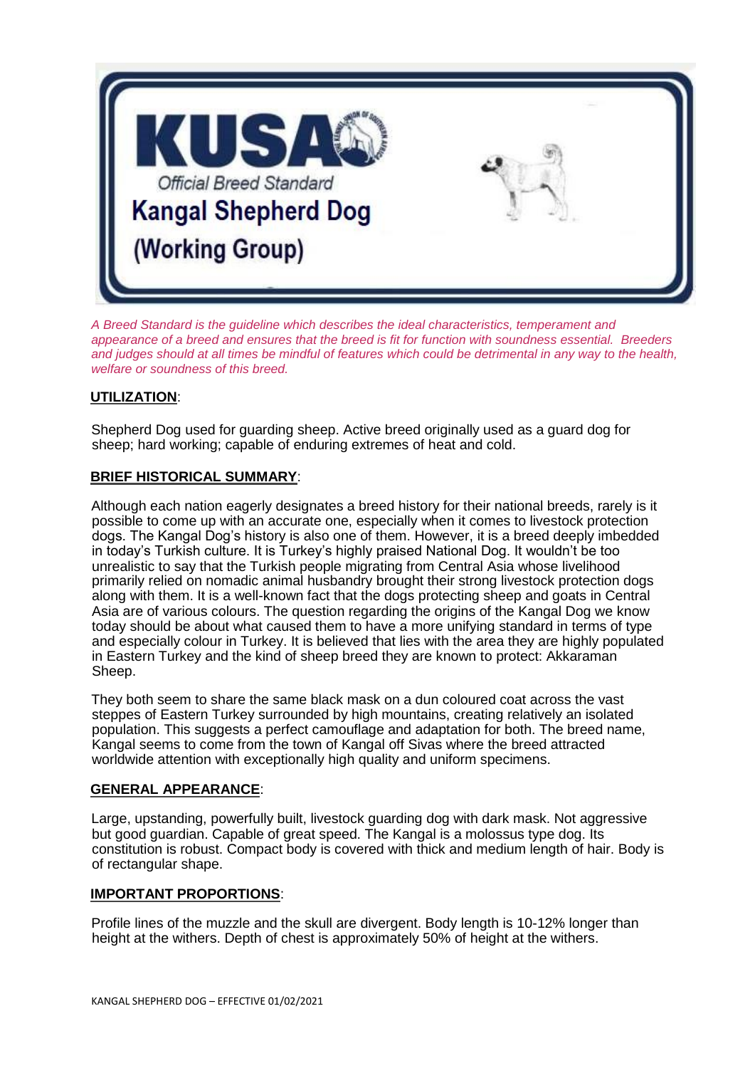# KUSA

*Official Breed Standard*

## Kangal Shepherd Dog

## (Working Group)

*A Breed Standard is the guideline which describes the ideal characteristics, temperament and appearance of a breed and ensures that the breed is fit for function with soundness essential. Breeders and judges should at all times be mindful of features which could be detrimental in any way to the health, welfare or soundness of this breed.*

**UTILIZATION**:

Shepherd Dog used for guarding sheep. Active breed originally used as a guard dog for sheep; hard working; capable of enduring extremes of heat and cold.

**BRIEF HISTORICAL SUMMARY**:

Although each nation eagerly designates a breed history for their national breeds, rarely is it possible to come up with an accurate one, especially when it comes to livestock protection dogs. The Kangal Dog's history is also one of them. However, it is a breed deeply imbedded in today's Turkish culture. It is Turkey's highly praised National Dog. It wouldn't be too unrealistic to say that the Turkish people migrating from Central Asia whose livelihood primarily relied on nomadic animal husbandry brought their strong livestock protection dogs along with them. It is a well-known fact that the dogs protecting sheep and goats in Central Asia are of various colours. The question regarding the origins of the Kangal Dog we know today should be about what caused them to have a more unifying standard in terms of type and especially colour in Turkey. It is believed that lies with the area they are highly populated in Eastern Turkey and the kind of sheep breed they are known to protect: Akkaraman Sheep.

They both seem to share the same black mask on a dun coloured coat across the vast steppes of Eastern Turkey surrounded by high mountains, creating relatively an isolated population. This suggests a perfect camouflage and adaptation for both. The breed name, Kangal seems to come from the town of Kangal off Sivas where the breed attracted worldwide attention with exceptionally high quality and uniform specimens.

**GENERAL APPEARANCE**:

Large, upstanding, powerfully built, livestock guarding dog with dark mask. Not aggressive but good guardian. Capable of great speed. The Kangal is a molossus type dog. Its constitution is robust. Compact body is covered with thick and medium length of hair. Body is of rectangular shape.

**IMPORTANT PROPORTIONS**:

Profile lines of the muzzle and the skull are divergent. Body length is 10-12% longer than height at the withers. Depth of chest is approximately 50% of height at the withers.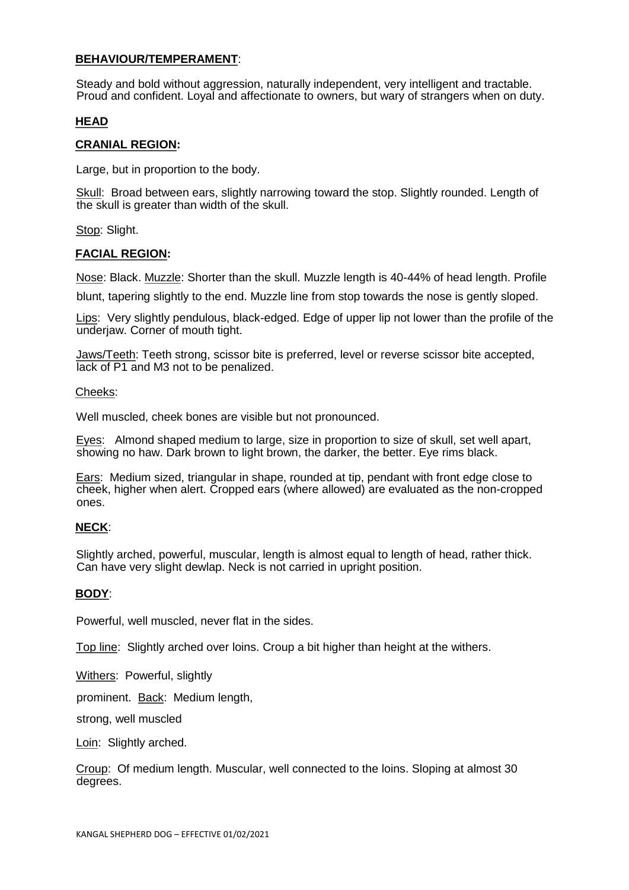**BEHAVIOUR/TEMPERAMENT**:

Steady and bold without aggression, naturally independent, very intelligent and tractable. Proud and confident. Loyal and affectionate to owners, but wary of strangers when on duty.

**HEAD**

**CRANIAL REGION:**

Large, but in proportion to the body.

Skull: Broad between ears, slightly narrowing toward the stop. Slightly rounded. Length of the skull is greater than width of the skull.

Stop: Slight.

**FACIAL REGION:**

Nose: Black. Muzzle: Shorter than the skull. Muzzle length is 40-44% of head length. Profile blunt, tapering slightly to the end. Muzzle line from stop towards the nose is gently sloped.

Lips: Very slightly pendulous, black-edged. Edge of upper lip not lower than the profile of the underjaw. Corner of mouth tight.

Jaws/Teeth: Teeth strong, scissor bite is preferred, level or reverse scissor bite accepted, lack of P1 and M3 not to be penalized.

Cheeks:

Well muscled, cheek bones are visible but not pronounced.

Eyes: Almond shaped medium to large, size in proportion to size of skull, set well apart, showing no haw. Dark brown to light brown, the darker, the better. Eye rims black.

Ears: Medium sized, triangular in shape, rounded at tip, pendant with front edge close to cheek, higher when alert. Cropped ears (where allowed) are evaluated as the non-cropped ones.

**NECK**:

Slightly arched, powerful, muscular, length is almost equal to length of head, rather thick. Can have very slight dewlap. Neck is not carried in upright position.

**BODY**:

Powerful, well muscled, never flat in the sides.

Top line: Slightly arched over loins. Croup a bit higher than height at the withers.

Withers: Powerful, slightly prominent. Back: Medium length, strong, well muscled

Loin: Slightly arched.

Croup: Of medium length. Muscular, well connected to the loins. Sloping at almost 30 degrees.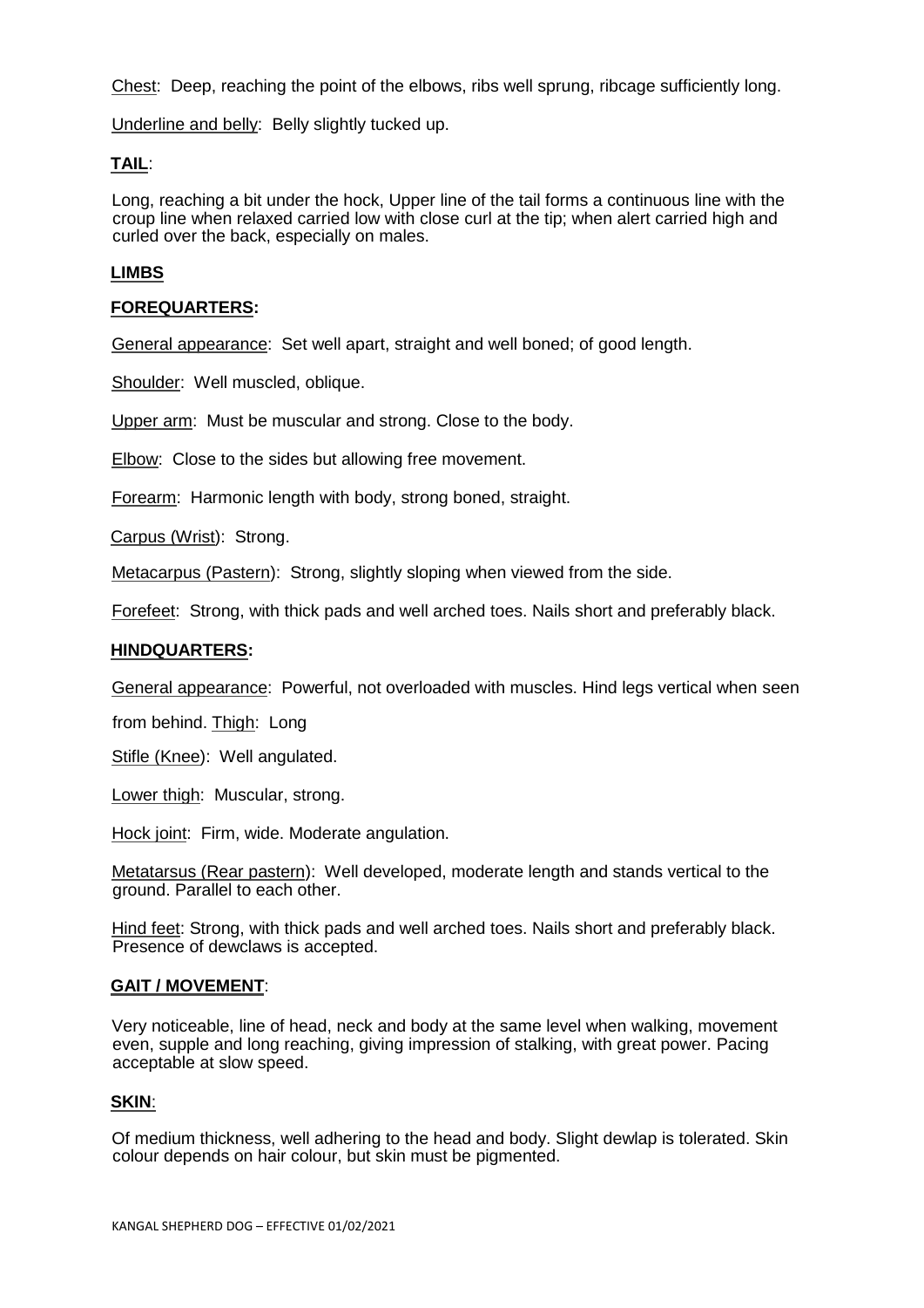Chest: Deep, reaching the point of the elbows, ribs well sprung, ribcage sufficiently long.

Underline and belly: Belly slightly tucked up.

## TAIL:

Long, reaching a bit under the hock, Upper line of the tail forms a continuous line with the croup line when relaxed carried low with close curl at the tip; when alert carried high and curled over the back, especially on males.

## LIMBS

### FOREQUARTERS:

General appearance: Set well apart, straight and well boned; of good length.

Shoulder: Well muscled, oblique.

Upper arm: Must be muscular and strong. Close to the body.

Elbow: Close to the sides but allowing free movement.

Forearm: Harmonic length with body, strong boned, straight.

Carpus (Wrist): Strong.

Metacarpus (Pastern): Strong, slightly sloping when viewed from the side.

Forefeet: Strong, with thick pads and well arched toes. Nails short and preferably black.

### HINDQUARTERS:

General appearance: Powerful, not overloaded with muscles. Hind legs vertical when seen from behind. Thigh: Long

Stifle (Knee): Well angulated.

Lower thigh: Muscular, strong.

Hock joint: Firm, wide. Moderate angulation.

Metatarsus (Rear pastern): Well developed, moderate length and stands vertical to the ground. Parallel to each other.

Hind feet: Strong, with thick pads and well arched toes. Nails short and preferably black. Presence of dewclaws is accepted.

## GAIT / MOVEMENT:

Very noticeable, line of head, neck and body at the same level when walking, movement even, supple and long reaching, giving impression of stalking, with great power. Pacing acceptable at slow speed.

## SKIN:

Of medium thickness, well adhering to the head and body. Slight dewlap is tolerated. Skin colour depends on hair colour, but skin must be pigmented.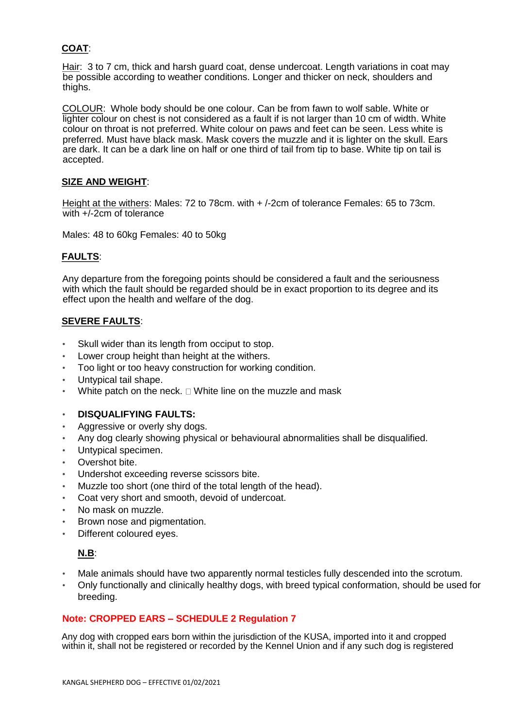**COAT**:

Hair: 3 to 7 cm, thick and harsh guard coat, dense undercoat. Length variations in coat may be possible according to weather conditions. Longer and thicker on neck, shoulders and thighs.

COLOUR: Whole body should be one colour. Can be from fawn to wolf sable. White or lighter colour on chest is not considered as a fault if is not larger than 10 cm of width. White colour on throat is not preferred. White colour on paws and feet can be seen. Less white is preferred. Must have black mask. Mask covers the muzzle and it is lighter on the skull. Ears are dark. It can be a dark line on half or one third of tail from tip to base. White tip on tail is accepted.

**SIZE AND WEIGHT**:

Height at the withers: Males: 72 to 78cm. with + /-2cm of tolerance Females: 65 to 73cm. with +/-2cm of tolerance

Males: 48 to 60kg Females: 40 to 50kg

**FAULTS**:

Any departure from the foregoing points should be considered a fault and the seriousness with which the fault should be regarded should be in exact proportion to its degree and its effect upon the health and welfare of the dog.

**SEVERE FAULTS**:

- Skull wider than its length from occiput to stop.
- Lower croup height than height at the withers.
- Too light or too heavy construction for working condition.
- Untypical tail shape.
- White patch on the neck.  White line on the muzzle and mask

- **DISQUALIFYING FAULTS:**
- Aggressive or overly shy dogs.
- Any dog clearly showing physical or behavioural abnormalities shall be disqualified.
- Untypical specimen.
- Overshot bite.
- Undershot exceeding reverse scissors bite.
- Muzzle too short (one third of the total length of the head).
- Coat very short and smooth, devoid of undercoat.
- No mask on muzzle.
- Brown nose and pigmentation.
- Different coloured eyes.

**N.B**:

- Male animals should have two apparently normal testicles fully descended into the scrotum.
- Only functionally and clinically healthy dogs, with breed typical conformation, should be used for breeding.

**Note: CROPPED EARS – SCHEDULE 2 Regulation 7**

Any dog with cropped ears born within the jurisdiction of the KUSA, imported into it and cropped within it, shall not be registered or recorded by the Kennel Union and if any such dog is registered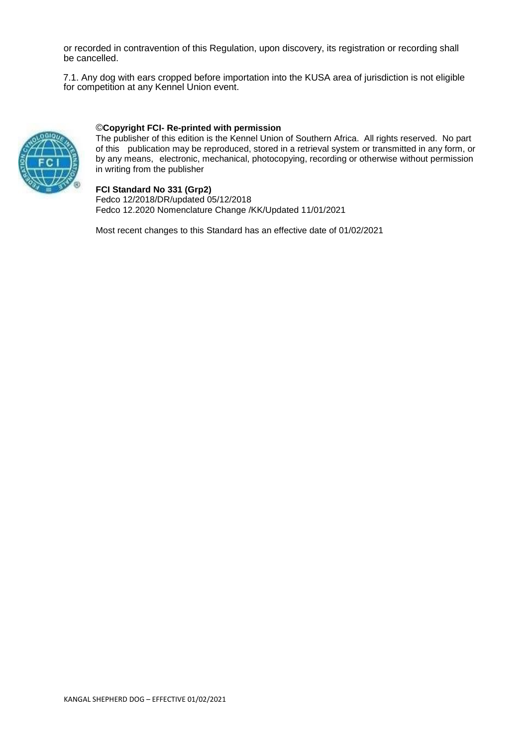or recorded in contravention of this Regulation, upon discovery, its registration or recording shall be cancelled.

7.1. Any dog with ears cropped before importation into the KUSA area of jurisdiction is not eligible for competition at any Kennel Union event.

©**Copyright FCI- Re-printed with permission**
The publisher of this edition is the Kennel Union of Southern Africa. All rights reserved. No part of this publication may be reproduced, stored in a retrieval system or transmitted in any form, or by any means, electronic, mechanical, photocopying, recording or otherwise without permission in writing from the publisher

**FCI Standard No 331 (Grp2)**
Fedco 12/2018/DR/updated 05/12/2018
Fedco 12.2020 Nomenclature Change /KK/Updated 11/01/2021

Most recent changes to this Standard has an effective date of 01/02/2021